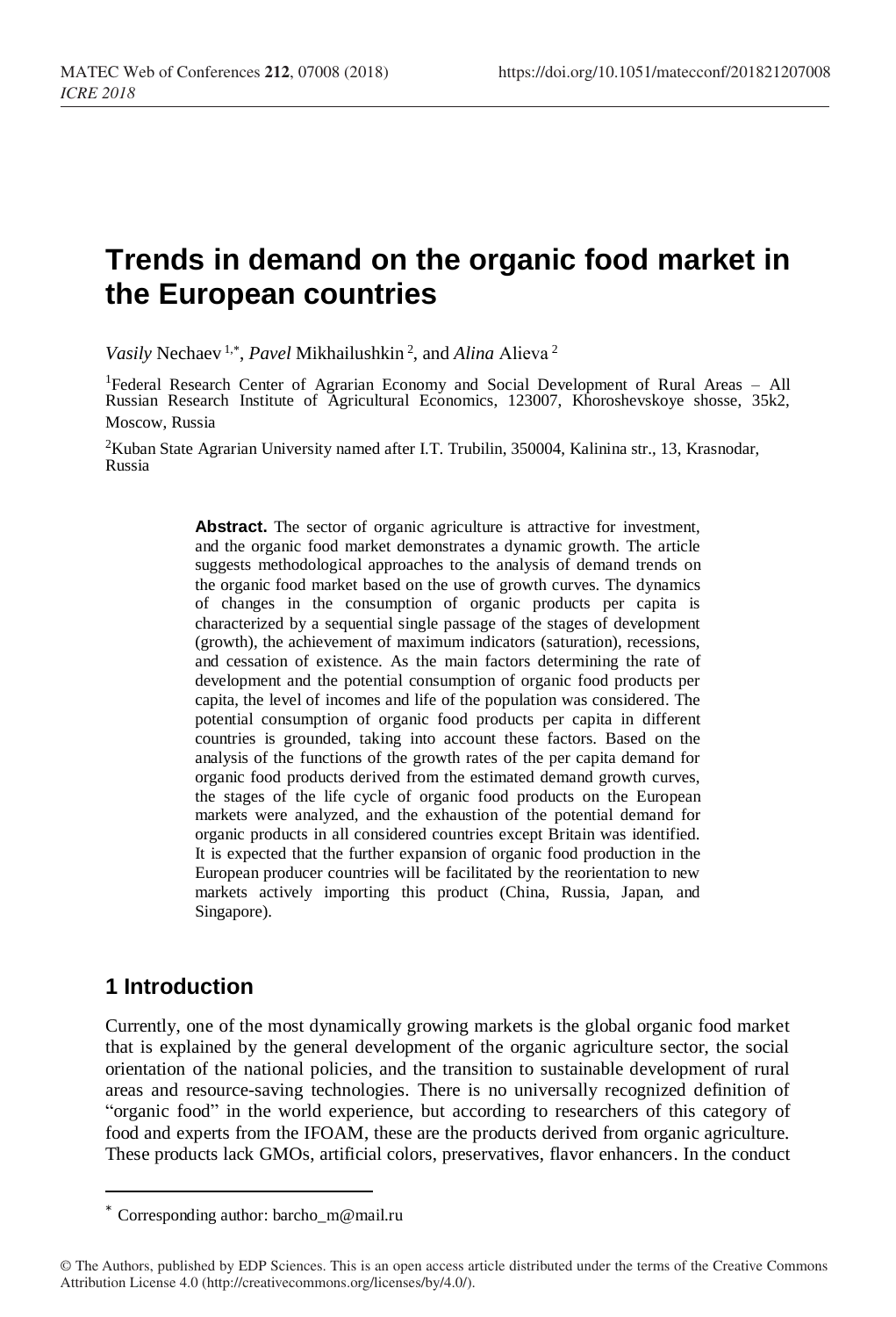# Trends in demand on the organic food market in the European countries

*Vasily* Nechaev [1,*], *Pavel* Mikhailushkin [2], and *Alina* Alieva [2]

[1]Federal Research Center of Agrarian Economy and Social Development of Rural Areas – All Russian Research Institute of Agricultural Economics, 123007, Khoroshevskoye shosse, 35k2, Moscow, Russia

[2]Kuban State Agrarian University named after I.T. Trubilin, 350004, Kalinina str., 13, Krasnodar, Russia

**Abstract.** The sector of organic agriculture is attractive for investment, and the organic food market demonstrates a dynamic growth. The article suggests methodological approaches to the analysis of demand trends on the organic food market based on the use of growth curves. The dynamics of changes in the consumption of organic products per capita is characterized by a sequential single passage of the stages of development (growth), the achievement of maximum indicators (saturation), recessions, and cessation of existence. As the main factors determining the rate of development and the potential consumption of organic food products per capita, the level of incomes and life of the population was considered. The potential consumption of organic food products per capita in different countries is grounded, taking into account these factors. Based on the analysis of the functions of the growth rates of the per capita demand for organic food products derived from the estimated demand growth curves, the stages of the life cycle of organic food products on the European markets were analyzed, and the exhaustion of the potential demand for organic products in all considered countries except Britain was identified. It is expected that the further expansion of organic food production in the European producer countries will be facilitated by the reorientation to new markets actively importing this product (China, Russia, Japan, and Singapore).

## 1 Introduction

Currently, one of the most dynamically growing markets is the global organic food market that is explained by the general development of the organic agriculture sector, the social orientation of the national policies, and the transition to sustainable development of rural areas and resource-saving technologies. There is no universally recognized definition of "organic food" in the world experience, but according to researchers of this category of food and experts from the IFOAM, these are the products derived from organic agriculture. These products lack GMOs, artificial colors, preservatives, flavor enhancers. In the conduct

* Corresponding author: barcho_m@mail.ru

© The Authors, published by EDP Sciences. This is an open access article distributed under the terms of the Creative Commons Attribution License 4.0 (http://creativecommons.org/licenses/by/4.0/).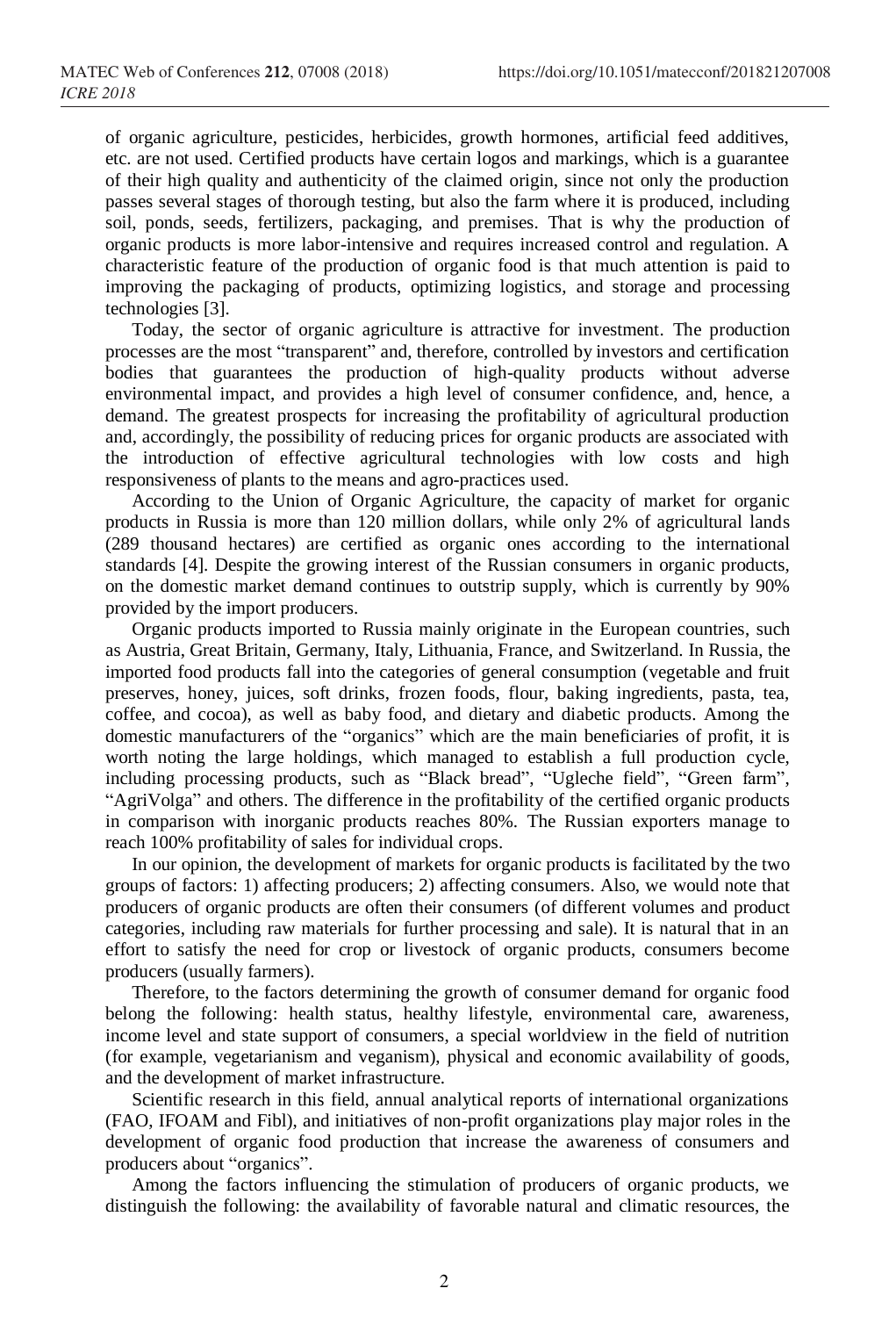of organic agriculture, pesticides, herbicides, growth hormones, artificial feed additives, etc. are not used. Certified products have certain logos and markings, which is a guarantee of their high quality and authenticity of the claimed origin, since not only the production passes several stages of thorough testing, but also the farm where it is produced, including soil, ponds, seeds, fertilizers, packaging, and premises. That is why the production of organic products is more labor-intensive and requires increased control and regulation. A characteristic feature of the production of organic food is that much attention is paid to improving the packaging of products, optimizing logistics, and storage and processing technologies [3].

Today, the sector of organic agriculture is attractive for investment. The production processes are the most "transparent" and, therefore, controlled by investors and certification bodies that guarantees the production of high-quality products without adverse environmental impact, and provides a high level of consumer confidence, and, hence, a demand. The greatest prospects for increasing the profitability of agricultural production and, accordingly, the possibility of reducing prices for organic products are associated with the introduction of effective agricultural technologies with low costs and high responsiveness of plants to the means and agro-practices used.

According to the Union of Organic Agriculture, the capacity of market for organic products in Russia is more than 120 million dollars, while only 2% of agricultural lands (289 thousand hectares) are certified as organic ones according to the international standards [4]. Despite the growing interest of the Russian consumers in organic products, on the domestic market demand continues to outstrip supply, which is currently by 90% provided by the import producers.

Organic products imported to Russia mainly originate in the European countries, such as Austria, Great Britain, Germany, Italy, Lithuania, France, and Switzerland. In Russia, the imported food products fall into the categories of general consumption (vegetable and fruit preserves, honey, juices, soft drinks, frozen foods, flour, baking ingredients, pasta, tea, coffee, and cocoa), as well as baby food, and dietary and diabetic products. Among the domestic manufacturers of the "organics" which are the main beneficiaries of profit, it is worth noting the large holdings, which managed to establish a full production cycle, including processing products, such as "Black bread", "Ugleche field", "Green farm", "AgriVolga" and others. The difference in the profitability of the certified organic products in comparison with inorganic products reaches 80%. The Russian exporters manage to reach 100% profitability of sales for individual crops.

In our opinion, the development of markets for organic products is facilitated by the two groups of factors: 1) affecting producers; 2) affecting consumers. Also, we would note that producers of organic products are often their consumers (of different volumes and product categories, including raw materials for further processing and sale). It is natural that in an effort to satisfy the need for crop or livestock of organic products, consumers become producers (usually farmers).

Therefore, to the factors determining the growth of consumer demand for organic food belong the following: health status, healthy lifestyle, environmental care, awareness, income level and state support of consumers, a special worldview in the field of nutrition (for example, vegetarianism and veganism), physical and economic availability of goods, and the development of market infrastructure.

Scientific research in this field, annual analytical reports of international organizations (FAO, IFOAM and Fibl), and initiatives of non-profit organizations play major roles in the development of organic food production that increase the awareness of consumers and producers about "organics".

Among the factors influencing the stimulation of producers of organic products, we distinguish the following: the availability of favorable natural and climatic resources, the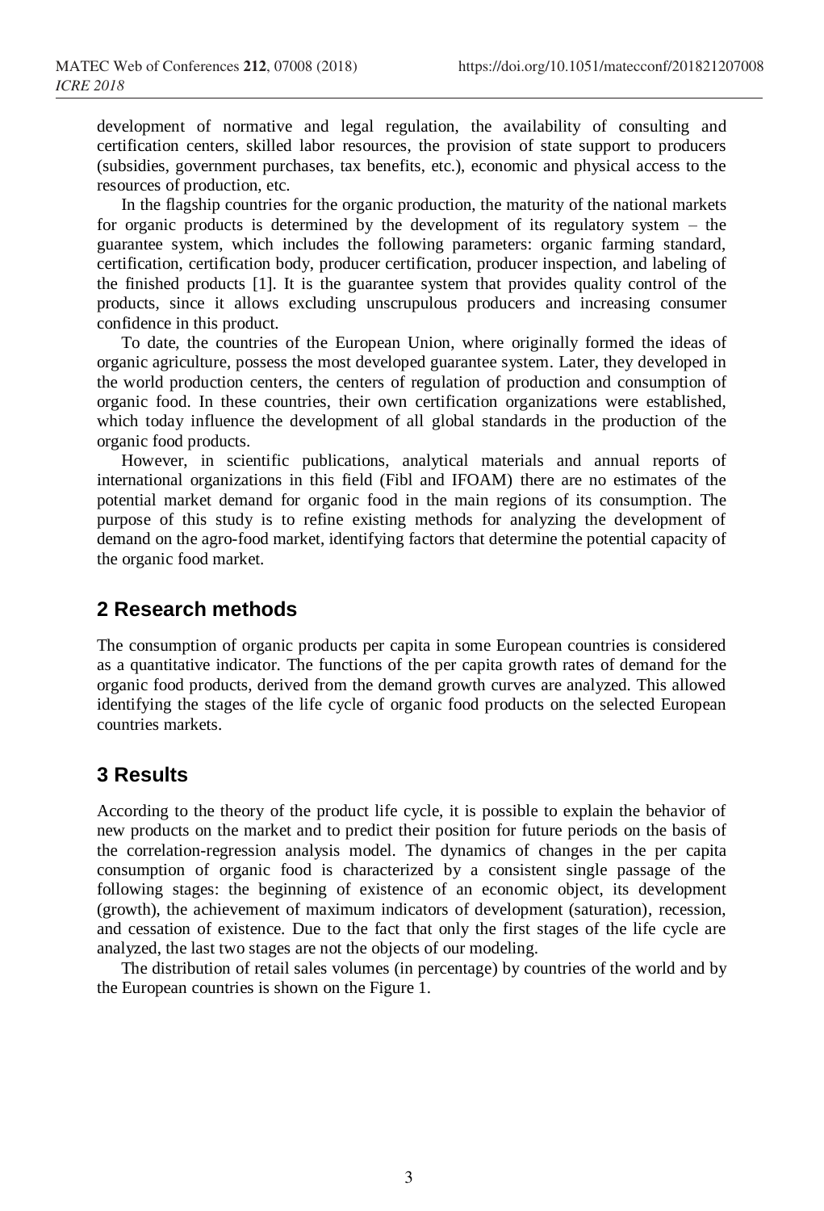development of normative and legal regulation, the availability of consulting and certification centers, skilled labor resources, the provision of state support to producers (subsidies, government purchases, tax benefits, etc.), economic and physical access to the resources of production, etc.

In the flagship countries for the organic production, the maturity of the national markets for organic products is determined by the development of its regulatory system – the guarantee system, which includes the following parameters: organic farming standard, certification, certification body, producer certification, producer inspection, and labeling of the finished products [1]. It is the guarantee system that provides quality control of the products, since it allows excluding unscrupulous producers and increasing consumer confidence in this product.

To date, the countries of the European Union, where originally formed the ideas of organic agriculture, possess the most developed guarantee system. Later, they developed in the world production centers, the centers of regulation of production and consumption of organic food. In these countries, their own certification organizations were established, which today influence the development of all global standards in the production of the organic food products.

However, in scientific publications, analytical materials and annual reports of international organizations in this field (Fibl and IFOAM) there are no estimates of the potential market demand for organic food in the main regions of its consumption. The purpose of this study is to refine existing methods for analyzing the development of demand on the agro-food market, identifying factors that determine the potential capacity of the organic food market.

## 2 Research methods

The consumption of organic products per capita in some European countries is considered as a quantitative indicator. The functions of the per capita growth rates of demand for the organic food products, derived from the demand growth curves are analyzed. This allowed identifying the stages of the life cycle of organic food products on the selected European countries markets.

## 3 Results

According to the theory of the product life cycle, it is possible to explain the behavior of new products on the market and to predict their position for future periods on the basis of the correlation-regression analysis model. The dynamics of changes in the per capita consumption of organic food is characterized by a consistent single passage of the following stages: the beginning of existence of an economic object, its development (growth), the achievement of maximum indicators of development (saturation), recession, and cessation of existence. Due to the fact that only the first stages of the life cycle are analyzed, the last two stages are not the objects of our modeling.

The distribution of retail sales volumes (in percentage) by countries of the world and by the European countries is shown on the Figure 1.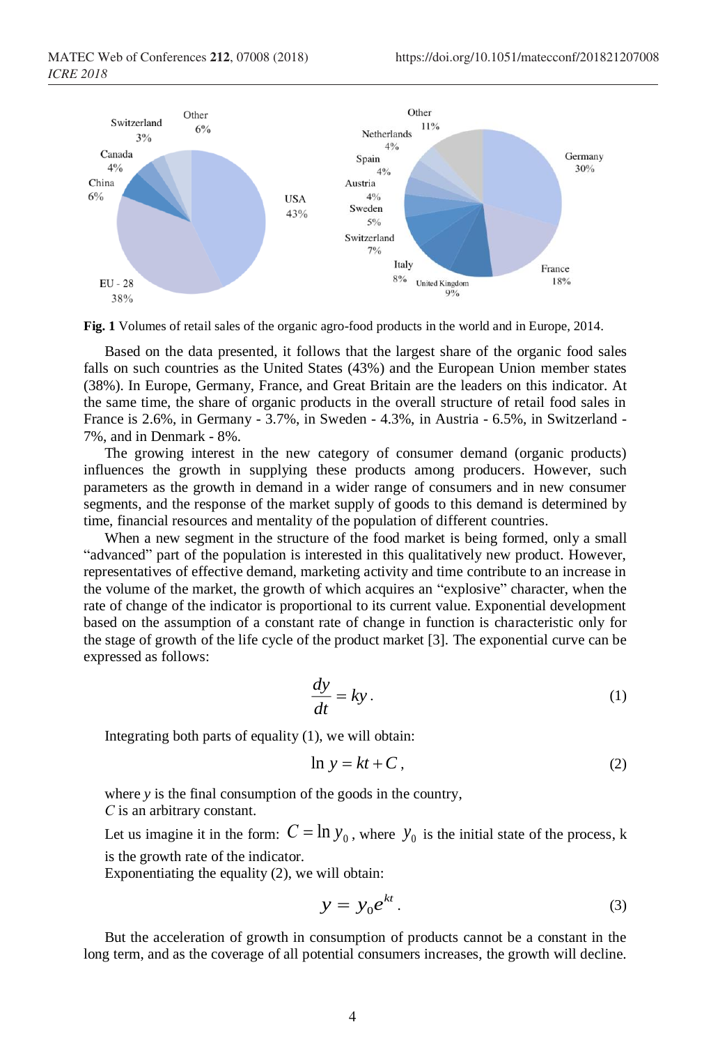Switzerland
3%

Other
6%

Canada
4%

China
6%

USA
43%

EU - 28
38%

Other
11%

Netherlands
4%

Spain
4%

Austria
4%

Sweden
5%

Switzerland
7%

Italy
8%

United Kingdom
9%

France
18%

Germany
30%

**Fig. 1** Volumes of retail sales of the organic agro-food products in the world and in Europe, 2014.

Based on the data presented, it follows that the largest share of the organic food sales falls on such countries as the United States (43%) and the European Union member states (38%). In Europe, Germany, France, and Great Britain are the leaders on this indicator. At the same time, the share of organic products in the overall structure of retail food sales in France is 2.6%, in Germany - 3.7%, in Sweden - 4.3%, in Austria - 6.5%, in Switzerland - 7%, and in Denmark - 8%.

The growing interest in the new category of consumer demand (organic products) influences the growth in supplying these products among producers. However, such parameters as the growth in demand in a wider range of consumers and in new consumer segments, and the response of the market supply of goods to this demand is determined by time, financial resources and mentality of the population of different countries.

When a new segment in the structure of the food market is being formed, only a small "advanced" part of the population is interested in this qualitatively new product. However, representatives of effective demand, marketing activity and time contribute to an increase in the volume of the market, the growth of which acquires an "explosive" character, when the rate of change of the indicator is proportional to its current value. Exponential development based on the assumption of a constant rate of change in function is characteristic only for the stage of growth of the life cycle of the product market [3]. The exponential curve can be expressed as follows:

$$\frac{dy}{dt} = ky. \tag{1}$$

Integrating both parts of equality (1), we will obtain:

$$\ln y = kt + C, \tag{2}$$

where $y$ is the final consumption of the goods in the country,
$C$ is an arbitrary constant.

Let us imagine it in the form: $C = \ln y_0$, where $y_0$ is the initial state of the process, k is the growth rate of the indicator.

Exponentiating the equality (2), we will obtain:

$$y = y_0 e^{kt}. \tag{3}$$

But the acceleration of growth in consumption of products cannot be a constant in the long term, and as the coverage of all potential consumers increases, the growth will decline.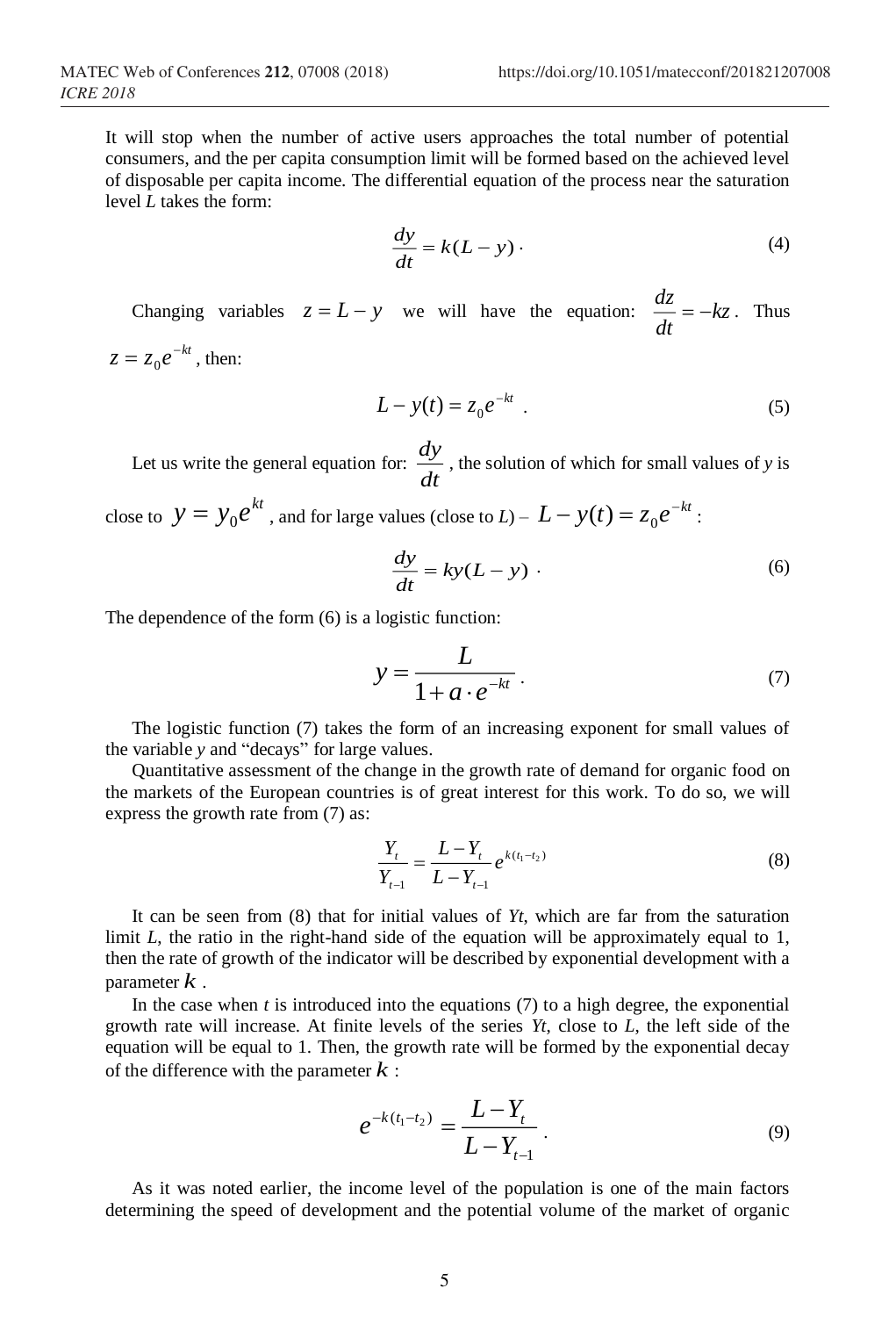It will stop when the number of active users approaches the total number of potential consumers, and the per capita consumption limit will be formed based on the achieved level of disposable per capita income. The differential equation of the process near the saturation level $L$ takes the form:

$$\frac{dy}{dt} = k(L - y) \cdot \tag{4}$$

Changing variables $z = L - y$ we will have the equation: $\frac{dz}{dt} = -kz$. Thus $z = z_0 e^{-kt}$, then:

$$L - y(t) = z_0 e^{-kt} \ . \tag{5}$$

Let us write the general equation for: $\frac{dy}{dt}$, the solution of which for small values of $y$ is close to $y = y_0 e^{kt}$, and for large values (close to $L$) – $L - y(t) = z_0 e^{-kt}$:

$$\frac{dy}{dt} = ky(L - y) \ \cdot \tag{6}$$

The dependence of the form (6) is a logistic function:

$$y = \frac{L}{1 + a \cdot e^{-kt}} \ . \tag{7}$$

The logistic function (7) takes the form of an increasing exponent for small values of the variable $y$ and "decays" for large values.

Quantitative assessment of the change in the growth rate of demand for organic food on the markets of the European countries is of great interest for this work. To do so, we will express the growth rate from (7) as:

$$\frac{Y_t}{Y_{t-1}} = \frac{L - Y_t}{L - Y_{t-1}} e^{k(t_1 - t_2)} \tag{8}$$

It can be seen from (8) that for initial values of $Y_t$, which are far from the saturation limit $L$, the ratio in the right-hand side of the equation will be approximately equal to 1, then the rate of growth of the indicator will be described by exponential development with a parameter $k$ .

In the case when $t$ is introduced into the equations (7) to a high degree, the exponential growth rate will increase. At finite levels of the series $Y_t$, close to $L$, the left side of the equation will be equal to 1. Then, the growth rate will be formed by the exponential decay of the difference with the parameter $k$ :

$$e^{-k(t_1 - t_2)} = \frac{L - Y_t}{L - Y_{t-1}} \ . \tag{9}$$

As it was noted earlier, the income level of the population is one of the main factors determining the speed of development and the potential volume of the market of organic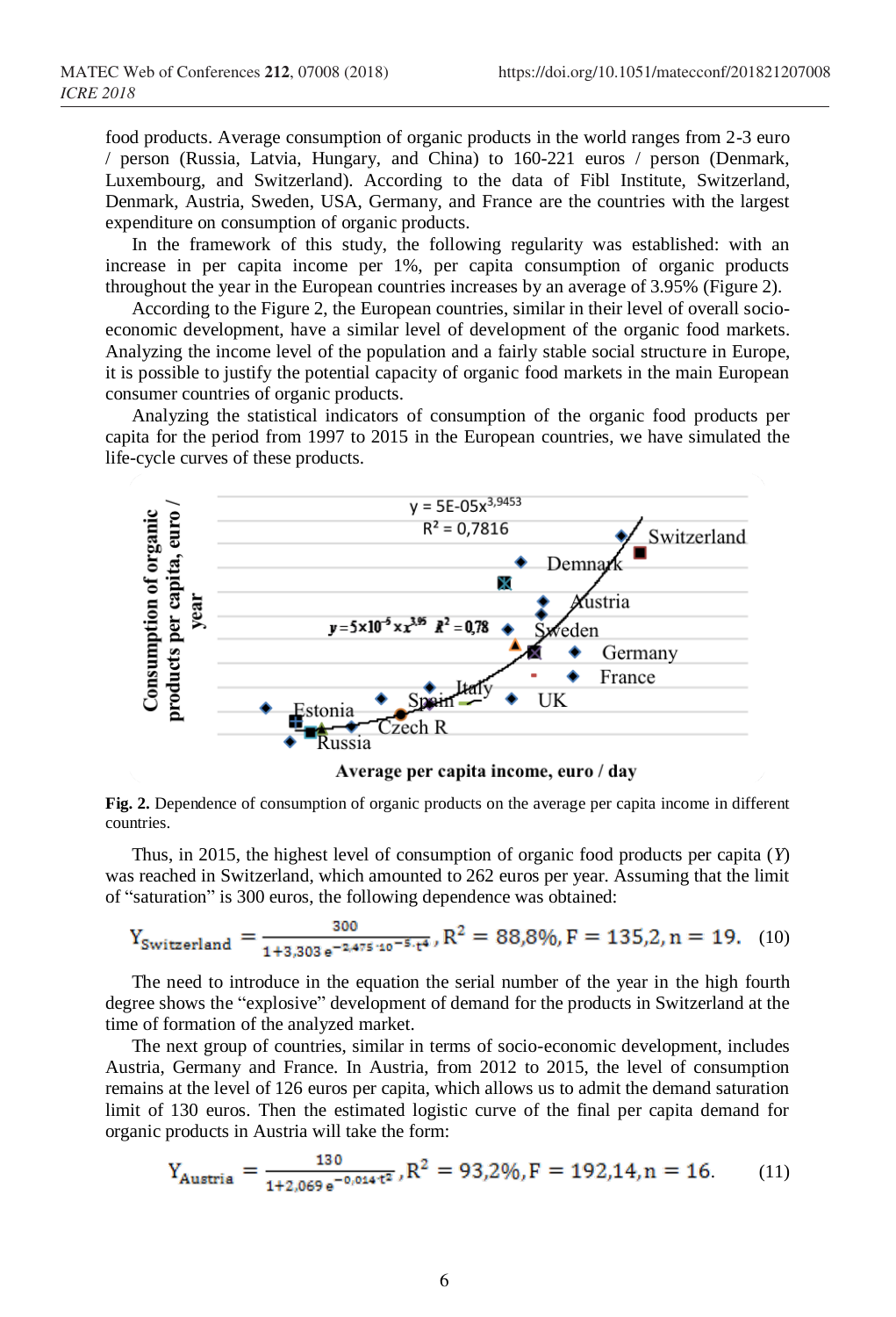food products. Average consumption of organic products in the world ranges from 2-3 euro / person (Russia, Latvia, Hungary, and China) to 160-221 euros / person (Denmark, Luxembourg, and Switzerland). According to the data of Fibl Institute, Switzerland, Denmark, Austria, Sweden, USA, Germany, and France are the countries with the largest expenditure on consumption of organic products.

In the framework of this study, the following regularity was established: with an increase in per capita income per 1%, per capita consumption of organic products throughout the year in the European countries increases by an average of 3.95% (Figure 2).

According to the Figure 2, the European countries, similar in their level of overall socio-economic development, have a similar level of development of the organic food markets. Analyzing the income level of the population and a fairly stable social structure in Europe, it is possible to justify the potential capacity of organic food markets in the main European consumer countries of organic products.

Analyzing the statistical indicators of consumption of the organic food products per capita for the period from 1997 to 2015 in the European countries, we have simulated the life-cycle curves of these products.

y = 5E-05x$^{3,9453}$
R² = 0,7816
$y = 5\times10^{-5}\times x^{3{,}95}$ $R^2 = 0{,}78$
Switzerland
Demnark
Austria
Sweden
Germany
France
UK
Italy
Spain
Estonia
Czech R
Russia
Consumption of organic products per capita, euro / year
Average per capita income, euro / day

**Fig. 2.** Dependence of consumption of organic products on the average per capita income in different countries.

Thus, in 2015, the highest level of consumption of organic food products per capita (*Y*) was reached in Switzerland, which amounted to 262 euros per year. Assuming that the limit of "saturation" is 300 euros, the following dependence was obtained:

$$Y_{Switzerland} = \frac{300}{1+3{,}303\, e^{-2{,}475\cdot 10^{-5}\cdot t^4}},\ R^2 = 88{,}8\%,\ F = 135{,}2,\ n = 19. \quad (10)$$

The need to introduce in the equation the serial number of the year in the high fourth degree shows the "explosive" development of demand for the products in Switzerland at the time of formation of the analyzed market.

The next group of countries, similar in terms of socio-economic development, includes Austria, Germany and France. In Austria, from 2012 to 2015, the level of consumption remains at the level of 126 euros per capita, which allows us to admit the demand saturation limit of 130 euros. Then the estimated logistic curve of the final per capita demand for organic products in Austria will take the form:

$$Y_{Austria} = \frac{130}{1+2{,}069\, e^{-0{,}014\cdot t^2}},\ R^2 = 93{,}2\%,\ F = 192{,}14,\ n = 16. \quad (11)$$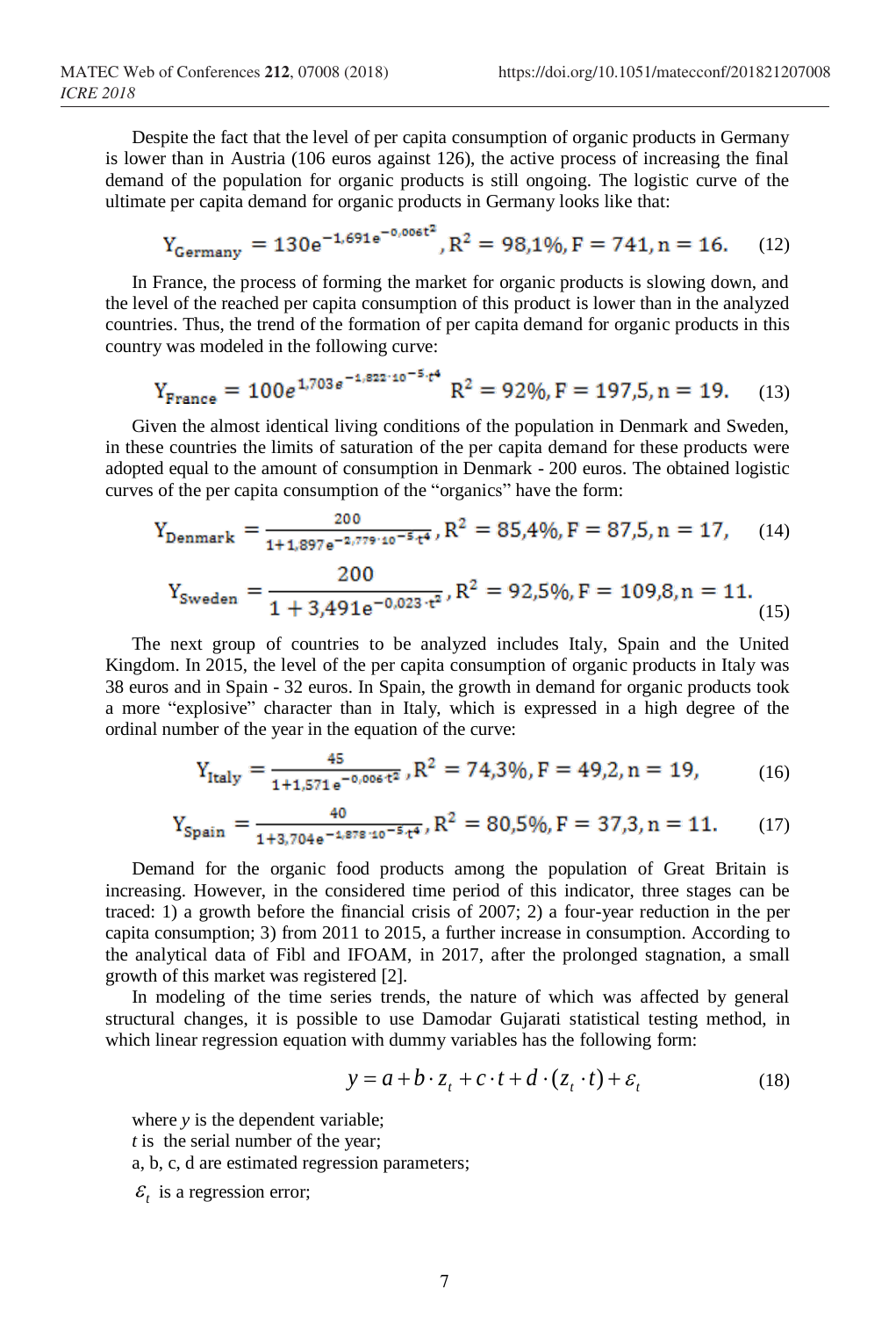Despite the fact that the level of per capita consumption of organic products in Germany is lower than in Austria (106 euros against 126), the active process of increasing the final demand of the population for organic products is still ongoing. The logistic curve of the ultimate per capita demand for organic products in Germany looks like that:

$$Y_{Germany} = 130e^{-1{,}691e^{-0{,}006t^2}}, R^2 = 98{,}1\%, F = 741, n = 16. \quad (12)$$

In France, the process of forming the market for organic products is slowing down, and the level of the reached per capita consumption of this product is lower than in the analyzed countries. Thus, the trend of the formation of per capita demand for organic products in this country was modeled in the following curve:

$$Y_{France} = 100e^{1{,}703e^{-1{,}822\cdot10^{-5}\cdot t^4}} \; R^2 = 92\%, F = 197{,}5, n = 19. \quad (13)$$

Given the almost identical living conditions of the population in Denmark and Sweden, in these countries the limits of saturation of the per capita demand for these products were adopted equal to the amount of consumption in Denmark - 200 euros. The obtained logistic curves of the per capita consumption of the "organics" have the form:

$$Y_{Denmark} = \frac{200}{1+1{,}897e^{-2{,}779\cdot10^{-5}\cdot t^4}}, R^2 = 85{,}4\%, F = 87{,}5, n = 17, \quad (14)$$

$$Y_{Sweden} = \frac{200}{1+3{,}491e^{-0{,}023\cdot t^2}}, R^2 = 92{,}5\%, F = 109{,}8, n = 11. \quad (15)$$

The next group of countries to be analyzed includes Italy, Spain and the United Kingdom. In 2015, the level of the per capita consumption of organic products in Italy was 38 euros and in Spain - 32 euros. In Spain, the growth in demand for organic products took a more "explosive" character than in Italy, which is expressed in a high degree of the ordinal number of the year in the equation of the curve:

$$Y_{Italy} = \frac{45}{1+1{,}571e^{-0{,}006\cdot t^2}}, R^2 = 74{,}3\%, F = 49{,}2, n = 19, \quad (16)$$

$$Y_{Spain} = \frac{40}{1+3{,}704e^{-1{,}878\cdot10^{-5}\cdot t^4}}, R^2 = 80{,}5\%, F = 37{,}3, n = 11. \quad (17)$$

Demand for the organic food products among the population of Great Britain is increasing. However, in the considered time period of this indicator, three stages can be traced: 1) a growth before the financial crisis of 2007; 2) a four-year reduction in the per capita consumption; 3) from 2011 to 2015, a further increase in consumption. According to the analytical data of Fibl and IFOAM, in 2017, after the prolonged stagnation, a small growth of this market was registered [2].

In modeling of the time series trends, the nature of which was affected by general structural changes, it is possible to use Damodar Gujarati statistical testing method, in which linear regression equation with dummy variables has the following form:

$$y = a + b \cdot z_t + c \cdot t + d \cdot (z_t \cdot t) + \varepsilon_t \quad (18)$$

where *y* is the dependent variable;

*t* is the serial number of the year;

a, b, c, d are estimated regression parameters;

$\varepsilon_t$ is a regression error;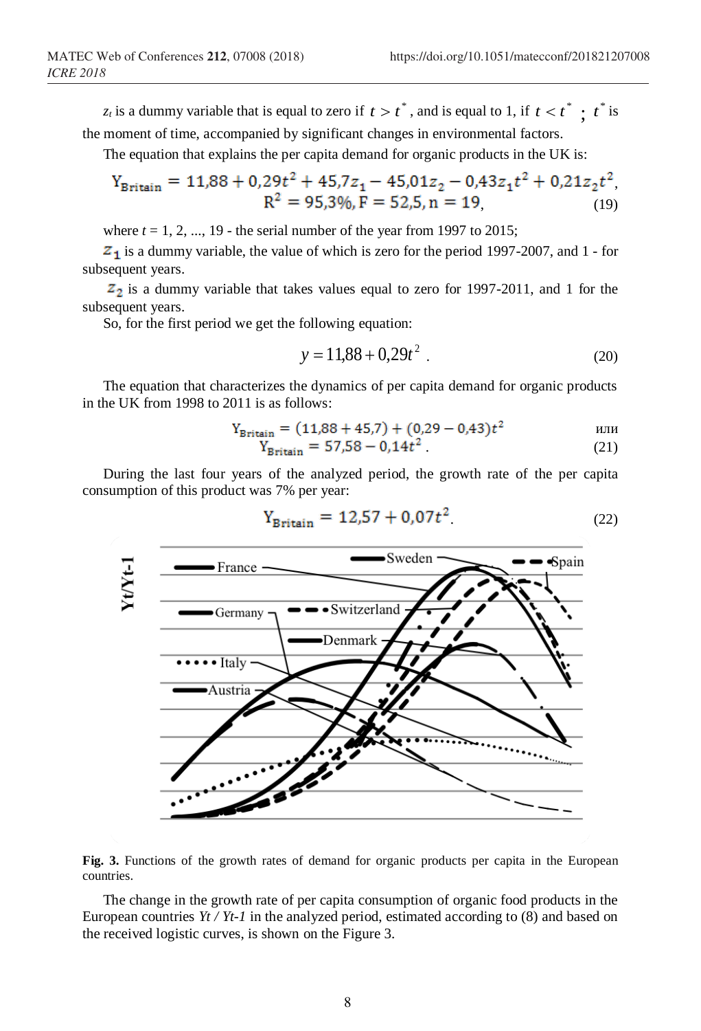$z_t$ is a dummy variable that is equal to zero if $t > t^*$, and is equal to 1, if $t < t^*$ ; $t^*$ is the moment of time, accompanied by significant changes in environmental factors.

The equation that explains the per capita demand for organic products in the UK is:

$$\mathrm{Y_{Britain}} = 11{,}88 + 0{,}29t^2 + 45{,}7z_1 - 45{,}01z_2 - 0{,}43z_1t^2 + 0{,}21z_2t^2,$$
$$\mathrm{R^2} = 95{,}3\%, \mathrm{F} = 52{,}5, \mathrm{n} = 19, \tag{19}$$

where $t = 1, 2, ..., 19$ - the serial number of the year from 1997 to 2015;

$z_1$ is a dummy variable, the value of which is zero for the period 1997-2007, and 1 - for subsequent years.

$z_2$ is a dummy variable that takes values equal to zero for 1997-2011, and 1 for the subsequent years.

So, for the first period we get the following equation:

$$y = 11{,}88 + 0{,}29t^2 . \tag{20}$$

The equation that characterizes the dynamics of per capita demand for organic products in the UK from 1998 to 2011 is as follows:

$$\mathrm{Y_{Britain}} = (11{,}88 + 45{,}7) + (0{,}29 - 0{,}43)t^2 \quad \text{или}$$
$$\mathrm{Y_{Britain}} = 57{,}58 - 0{,}14t^2 . \tag{21}$$

During the last four years of the analyzed period, the growth rate of the per capita consumption of this product was 7% per year:

$$\mathrm{Y_{Britain}} = 12{,}57 + 0{,}07t^2. \tag{22}$$

Yt/Yt-1

France

Sweden

Spain

Germany

Switzerland

Denmark

Italy

Austria

**Fig. 3.** Functions of the growth rates of demand for organic products per capita in the European countries.

The change in the growth rate of per capita consumption of organic food products in the European countries *Yt / Yt-1* in the analyzed period, estimated according to (8) and based on the received logistic curves, is shown on the Figure 3.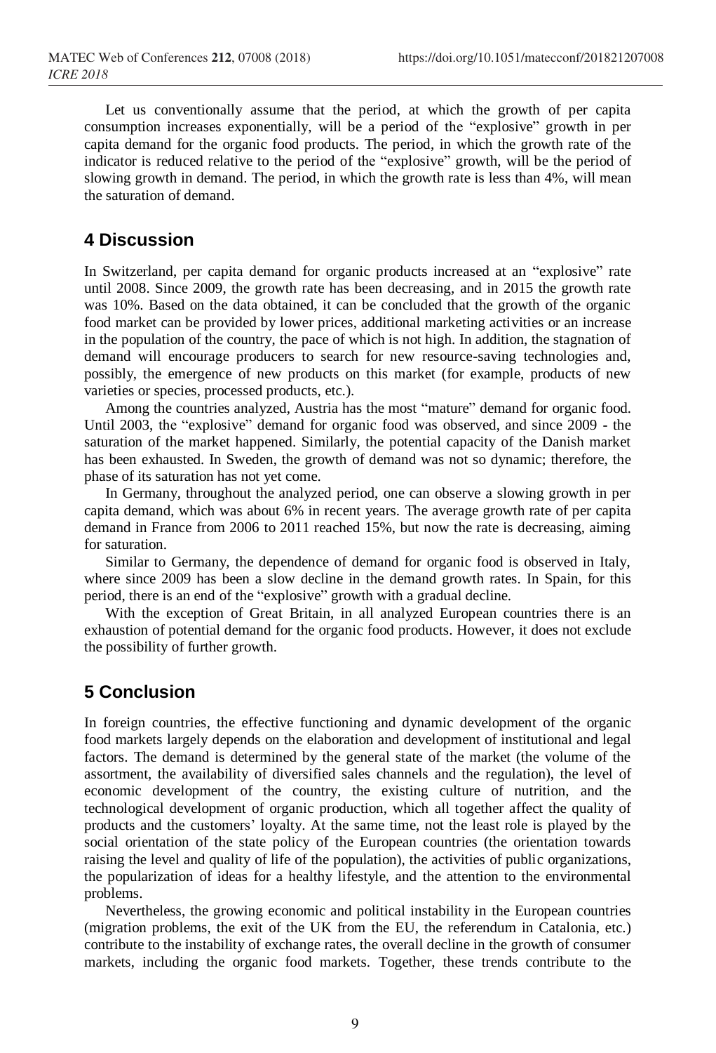Let us conventionally assume that the period, at which the growth of per capita consumption increases exponentially, will be a period of the "explosive" growth in per capita demand for the organic food products. The period, in which the growth rate of the indicator is reduced relative to the period of the "explosive" growth, will be the period of slowing growth in demand. The period, in which the growth rate is less than 4%, will mean the saturation of demand.

## 4 Discussion

In Switzerland, per capita demand for organic products increased at an "explosive" rate until 2008. Since 2009, the growth rate has been decreasing, and in 2015 the growth rate was 10%. Based on the data obtained, it can be concluded that the growth of the organic food market can be provided by lower prices, additional marketing activities or an increase in the population of the country, the pace of which is not high. In addition, the stagnation of demand will encourage producers to search for new resource-saving technologies and, possibly, the emergence of new products on this market (for example, products of new varieties or species, processed products, etc.).

Among the countries analyzed, Austria has the most "mature" demand for organic food. Until 2003, the "explosive" demand for organic food was observed, and since 2009 - the saturation of the market happened. Similarly, the potential capacity of the Danish market has been exhausted. In Sweden, the growth of demand was not so dynamic; therefore, the phase of its saturation has not yet come.

In Germany, throughout the analyzed period, one can observe a slowing growth in per capita demand, which was about 6% in recent years. The average growth rate of per capita demand in France from 2006 to 2011 reached 15%, but now the rate is decreasing, aiming for saturation.

Similar to Germany, the dependence of demand for organic food is observed in Italy, where since 2009 has been a slow decline in the demand growth rates. In Spain, for this period, there is an end of the "explosive" growth with a gradual decline.

With the exception of Great Britain, in all analyzed European countries there is an exhaustion of potential demand for the organic food products. However, it does not exclude the possibility of further growth.

## 5 Conclusion

In foreign countries, the effective functioning and dynamic development of the organic food markets largely depends on the elaboration and development of institutional and legal factors. The demand is determined by the general state of the market (the volume of the assortment, the availability of diversified sales channels and the regulation), the level of economic development of the country, the existing culture of nutrition, and the technological development of organic production, which all together affect the quality of products and the customers' loyalty. At the same time, not the least role is played by the social orientation of the state policy of the European countries (the orientation towards raising the level and quality of life of the population), the activities of public organizations, the popularization of ideas for a healthy lifestyle, and the attention to the environmental problems.

Nevertheless, the growing economic and political instability in the European countries (migration problems, the exit of the UK from the EU, the referendum in Catalonia, etc.) contribute to the instability of exchange rates, the overall decline in the growth of consumer markets, including the organic food markets. Together, these trends contribute to the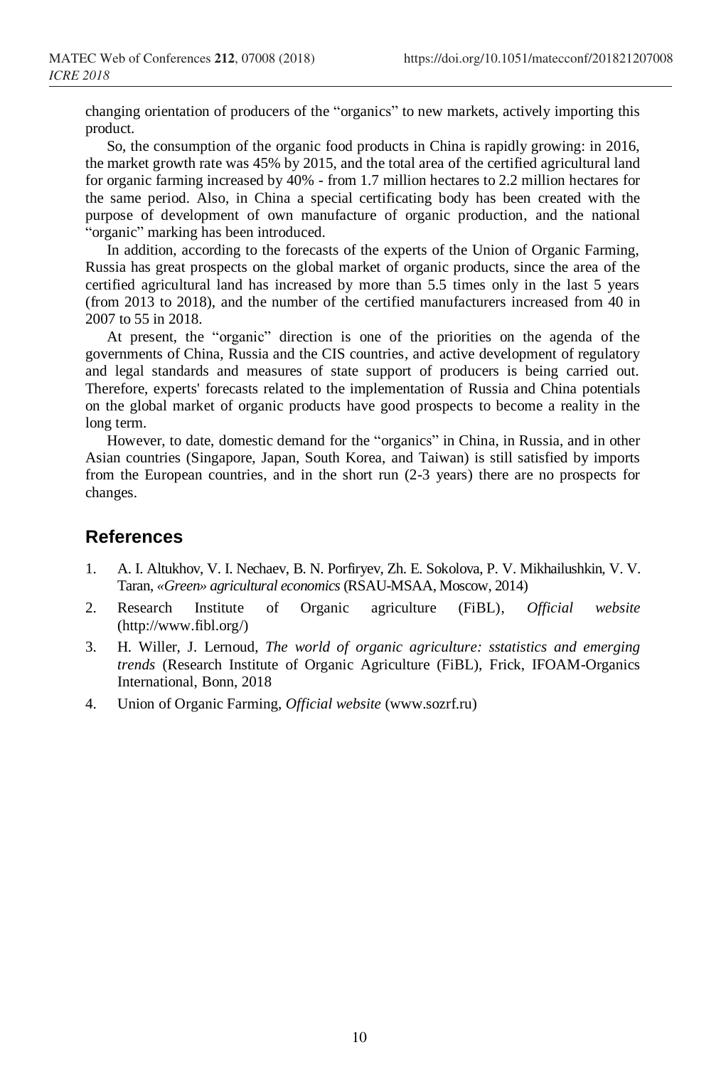changing orientation of producers of the “organics” to new markets, actively importing this product.

So, the consumption of the organic food products in China is rapidly growing: in 2016, the market growth rate was 45% by 2015, and the total area of the certified agricultural land for organic farming increased by 40% - from 1.7 million hectares to 2.2 million hectares for the same period. Also, in China a special certificating body has been created with the purpose of development of own manufacture of organic production, and the national “organic” marking has been introduced.

In addition, according to the forecasts of the experts of the Union of Organic Farming, Russia has great prospects on the global market of organic products, since the area of the certified agricultural land has increased by more than 5.5 times only in the last 5 years (from 2013 to 2018), and the number of the certified manufacturers increased from 40 in 2007 to 55 in 2018.

At present, the “organic” direction is one of the priorities on the agenda of the governments of China, Russia and the CIS countries, and active development of regulatory and legal standards and measures of state support of producers is being carried out. Therefore, experts' forecasts related to the implementation of Russia and China potentials on the global market of organic products have good prospects to become a reality in the long term.

However, to date, domestic demand for the “organics” in China, in Russia, and in other Asian countries (Singapore, Japan, South Korea, and Taiwan) is still satisfied by imports from the European countries, and in the short run (2-3 years) there are no prospects for changes.

## References

1. A. I. Altukhov, V. I. Nechaev, B. N. Porfiryev, Zh. E. Sokolova, P. V. Mikhailushkin, V. V. Taran, *«Green» agricultural economics* (RSAU-MSAA, Moscow, 2014)
2. Research Institute of Organic agriculture (FiBL), *Official website* (http://www.fibl.org/)
3. H. Willer, J. Lernoud, *The world of organic agriculture: sstatistics and emerging trends* (Research Institute of Organic Agriculture (FiBL), Frick, IFOAM-Organics International, Bonn, 2018
4. Union of Organic Farming, *Official website* (www.sozrf.ru)